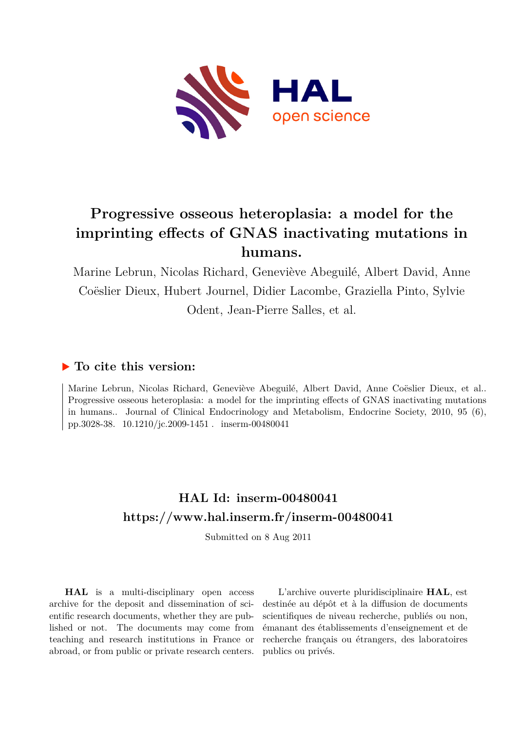# Progressive osseous heteroplasia: a model for the imprinting effects of GNAS inactivating mutations in humans.

Marine Lebrun, Nicolas Richard, Geneviève Abeguilé, Albert David, Anne Coëslier Dieux, Hubert Journel, Didier Lacombe, Graziella Pinto, Sylvie Odent, Jean-Pierre Salles, et al.

## ▶ To cite this version:

Marine Lebrun, Nicolas Richard, Geneviève Abeguilé, Albert David, Anne Coëslier Dieux, et al.. Progressive osseous heteroplasia: a model for the imprinting effects of GNAS inactivating mutations in humans.. Journal of Clinical Endocrinology and Metabolism, Endocrine Society, 2010, 95 (6), pp.3028-38. 10.1210/jc.2009-1451 . inserm-00480041

## HAL Id: inserm-00480041
## https://www.hal.inserm.fr/inserm-00480041

Submitted on 8 Aug 2011

**HAL** is a multi-disciplinary open access archive for the deposit and dissemination of scientific research documents, whether they are published or not. The documents may come from teaching and research institutions in France or abroad, or from public or private research centers.

L'archive ouverte pluridisciplinaire **HAL**, est destinée au dépôt et à la diffusion de documents scientifiques de niveau recherche, publiés ou non, émanant des établissements d'enseignement et de recherche français ou étrangers, des laboratoires publics ou privés.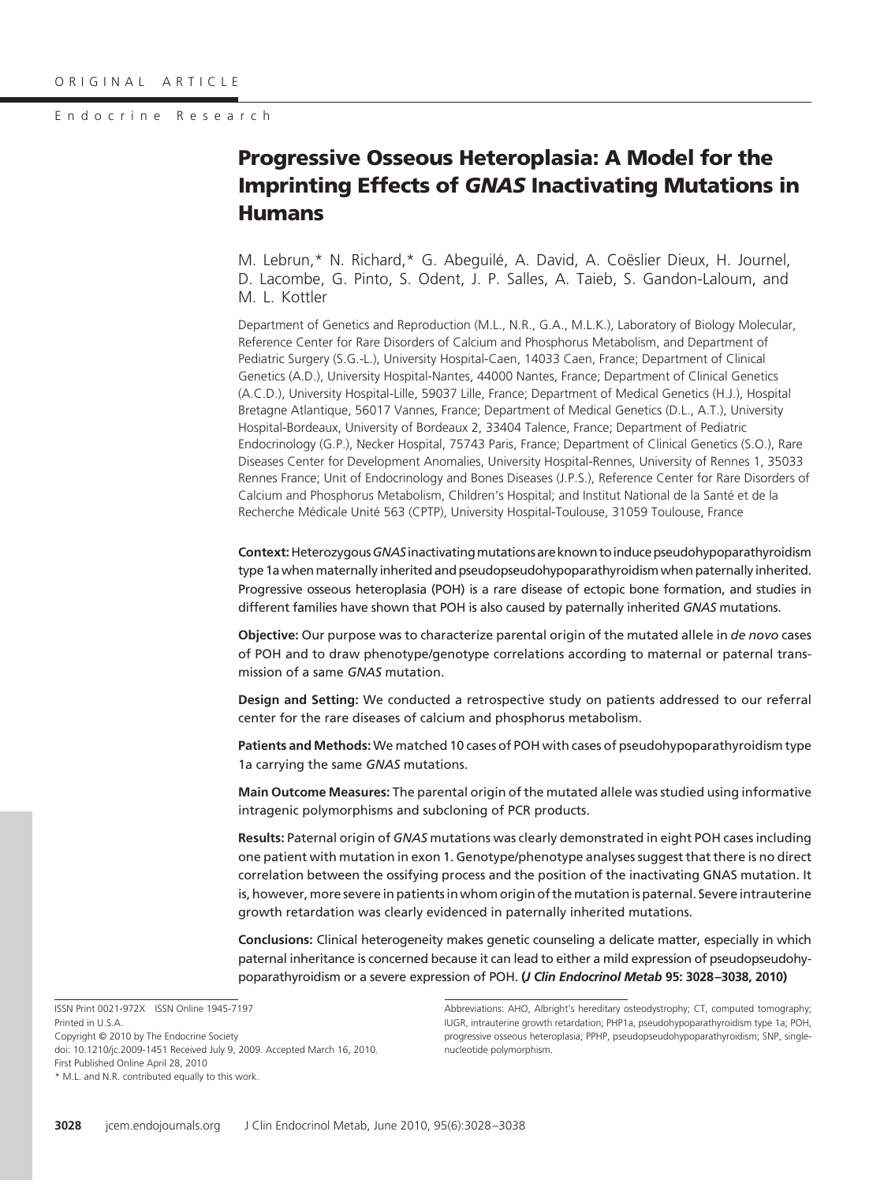ORIGINAL ARTICLE

Endocrine Research

# Progressive Osseous Heteroplasia: A Model for the Imprinting Effects of *GNAS* Inactivating Mutations in Humans

M. Lebrun,* N. Richard,* G. Abeguilé, A. David, A. Coëslier Dieux, H. Journel, D. Lacombe, G. Pinto, S. Odent, J. P. Salles, A. Taieb, S. Gandon-Laloum, and M. L. Kottler

Department of Genetics and Reproduction (M.L., N.R., G.A., M.L.K.), Laboratory of Biology Molecular, Reference Center for Rare Disorders of Calcium and Phosphorus Metabolism, and Department of Pediatric Surgery (S.G.-L.), University Hospital-Caen, 14033 Caen, France; Department of Clinical Genetics (A.D.), University Hospital-Nantes, 44000 Nantes, France; Department of Clinical Genetics (A.C.D.), University Hospital-Lille, 59037 Lille, France; Department of Medical Genetics (H.J.), Hospital Bretagne Atlantique, 56017 Vannes, France; Department of Medical Genetics (D.L., A.T.), University Hospital-Bordeaux, University of Bordeaux 2, 33404 Talence, France; Department of Pediatric Endocrinology (G.P.), Necker Hospital, 75743 Paris, France; Department of Clinical Genetics (S.O.), Rare Diseases Center for Development Anomalies, University Hospital-Rennes, University of Rennes 1, 35033 Rennes France; Unit of Endocrinology and Bones Diseases (J.P.S.), Reference Center for Rare Disorders of Calcium and Phosphorus Metabolism, Children's Hospital; and Institut National de la Santé et de la Recherche Médicale Unité 563 (CPTP), University Hospital-Toulouse, 31059 Toulouse, France

**Context:** Heterozygous *GNAS* inactivating mutations are known to induce pseudohypoparathyroidism type 1a when maternally inherited and pseudopseudohypoparathyroidism when paternally inherited. Progressive osseous heteroplasia (POH) is a rare disease of ectopic bone formation, and studies in different families have shown that POH is also caused by paternally inherited *GNAS* mutations.

**Objective:** Our purpose was to characterize parental origin of the mutated allele in *de novo* cases of POH and to draw phenotype/genotype correlations according to maternal or paternal transmission of a same *GNAS* mutation.

**Design and Setting:** We conducted a retrospective study on patients addressed to our referral center for the rare diseases of calcium and phosphorus metabolism.

**Patients and Methods:** We matched 10 cases of POH with cases of pseudohypoparathyroidism type 1a carrying the same *GNAS* mutations.

**Main Outcome Measures:** The parental origin of the mutated allele was studied using informative intragenic polymorphisms and subcloning of PCR products.

**Results:** Paternal origin of *GNAS* mutations was clearly demonstrated in eight POH cases including one patient with mutation in exon 1. Genotype/phenotype analyses suggest that there is no direct correlation between the ossifying process and the position of the inactivating GNAS mutation. It is, however, more severe in patients in whom origin of the mutation is paternal. Severe intrauterine growth retardation was clearly evidenced in paternally inherited mutations.

**Conclusions:** Clinical heterogeneity makes genetic counseling a delicate matter, especially in which paternal inheritance is concerned because it can lead to either a mild expression of pseudopseudohypoparathyroidism or a severe expression of POH. **(*J Clin Endocrinol Metab* 95: 3028–3038, 2010)**

ISSN Print 0021-972X ISSN Online 1945-7197
Printed in U.S.A.
Copyright © 2010 by The Endocrine Society
doi: 10.1210/jc.2009-1451 Received July 9, 2009. Accepted March 16, 2010.
First Published Online April 28, 2010
* M.L. and N.R. contributed equally to this work.

Abbreviations: AHO, Albright's hereditary osteodystrophy; CT, computed tomography; IUGR, intrauterine growth retardation; PHP1a, pseudohypoparathyroidism type 1a; POH, progressive osseous heteroplasia; PPHP, pseudopseudohypoparathyroidism; SNP, single-nucleotide polymorphism.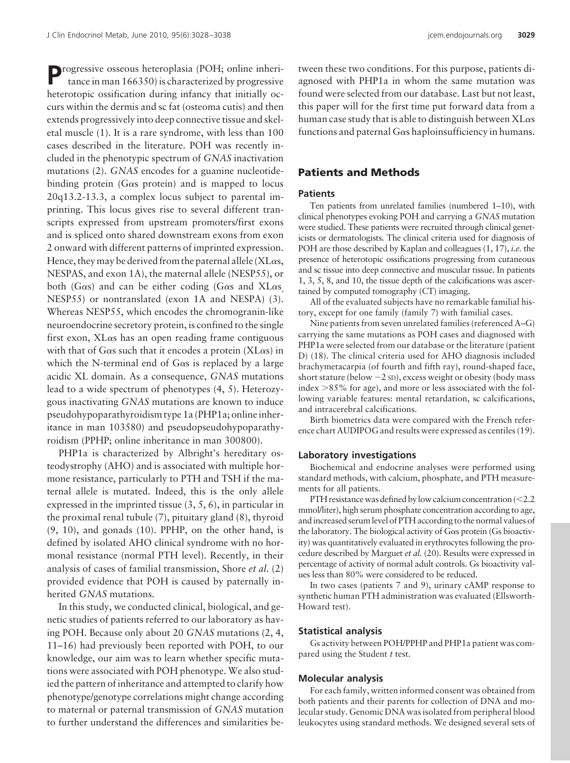**P**rogressive osseous heteroplasia (POH; online inheritance in man 166350) is characterized by progressive heterotopic ossification during infancy that initially occurs within the dermis and sc fat (osteoma cutis) and then extends progressively into deep connective tissue and skeletal muscle (1). It is a rare syndrome, with less than 100 cases described in the literature. POH was recently included in the phenotypic spectrum of *GNAS* inactivation mutations (2). *GNAS* encodes for a guanine nucleotide-binding protein (Gαs protein) and is mapped to locus 20q13.2-13.3, a complex locus subject to parental imprinting. This locus gives rise to several different transcripts expressed from upstream promoters/first exons and is spliced onto shared downstream exons from exon 2 onward with different patterns of imprinted expression. Hence, they may be derived from the paternal allele (XLαs, NESPAS, and exon 1A), the maternal allele (NESP55), or both (Gαs) and can be either coding (Gαs and XLαs, NESP55) or nontranslated (exon 1A and NESPA) (3). Whereas NESP55, which encodes the chromogranin-like neuroendocrine secretory protein, is confined to the single first exon, XLαs has an open reading frame contiguous with that of Gαs such that it encodes a protein (XLαs) in which the N-terminal end of Gαs is replaced by a large acidic XL domain. As a consequence, *GNAS* mutations lead to a wide spectrum of phenotypes (4, 5). Heterozygous inactivating *GNAS* mutations are known to induce pseudohypoparathyroidism type 1a (PHP1a; online inheritance in man 103580) and pseudopseudohypoparathyroidism (PPHP; online inheritance in man 300800).

PHP1a is characterized by Albright's hereditary osteodystrophy (AHO) and is associated with multiple hormone resistance, particularly to PTH and TSH if the maternal allele is mutated. Indeed, this is the only allele expressed in the imprinted tissue (3, 5, 6), in particular in the proximal renal tubule (7), pituitary gland (8), thyroid (9, 10), and gonads (10). PPHP, on the other hand, is defined by isolated AHO clinical syndrome with no hormonal resistance (normal PTH level). Recently, in their analysis of cases of familial transmission, Shore *et al.* (2) provided evidence that POH is caused by paternally inherited *GNAS* mutations.

In this study, we conducted clinical, biological, and genetic studies of patients referred to our laboratory as having POH. Because only about 20 *GNAS* mutations (2, 4, 11–16) had previously been reported with POH, to our knowledge, our aim was to learn whether specific mutations were associated with POH phenotype. We also studied the pattern of inheritance and attempted to clarify how phenotype/genotype correlations might change according to maternal or paternal transmission of *GNAS* mutation to further understand the differences and similarities between these two conditions. For this purpose, patients diagnosed with PHP1a in whom the same mutation was found were selected from our database. Last but not least, this paper will for the first time put forward data from a human case study that is able to distinguish between XLαs functions and paternal Gαs haploinsufficiency in humans.

## Patients and Methods

### Patients

Ten patients from unrelated families (numbered 1–10), with clinical phenotypes evoking POH and carrying a *GNAS* mutation were studied. These patients were recruited through clinical geneticists or dermatologists. The clinical criteria used for diagnosis of POH are those described by Kaplan and colleagues (1, 17), *i.e.* the presence of heterotopic ossifications progressing from cutaneous and sc tissue into deep connective and muscular tissue. In patients 1, 3, 5, 8, and 10, the tissue depth of the calcifications was ascertained by computed tomography (CT) imaging.

All of the evaluated subjects have no remarkable familial history, except for one family (family 7) with familial cases.

Nine patients from seven unrelated families (referenced A–G) carrying the same mutations as POH cases and diagnosed with PHP1a were selected from our database or the literature (patient D) (18). The clinical criteria used for AHO diagnosis included brachymetacarpia (of fourth and fifth ray), round-shaped face, short stature (below −2 SD), excess weight or obesity (body mass index >85% for age), and more or less associated with the following variable features: mental retardation, sc calcifications, and intracerebral calcifications.

Birth biometrics data were compared with the French reference chart AUDIPOG and results were expressed as centiles (19).

### Laboratory investigations

Biochemical and endocrine analyses were performed using standard methods, with calcium, phosphate, and PTH measurements for all patients.

PTH resistance was defined by low calcium concentration (<2.2 mmol/liter), high serum phosphate concentration according to age, and increased serum level of PTH according to the normal values of the laboratory. The biological activity of Gαs protein (Gs bioactivity) was quantitatively evaluated in erythrocytes following the procedure described by Marguet *et al.* (20). Results were expressed in percentage of activity of normal adult controls. Gs bioactivity values less than 80% were considered to be reduced.

In two cases (patients 7 and 9), urinary cAMP response to synthetic human PTH administration was evaluated (Ellsworth-Howard test).

### Statistical analysis

Gs activity between POH/PPHP and PHP1a patient was compared using the Student *t* test.

### Molecular analysis

For each family, written informed consent was obtained from both patients and their parents for collection of DNA and molecular study. Genomic DNA was isolated from peripheral blood leukocytes using standard methods. We designed several sets of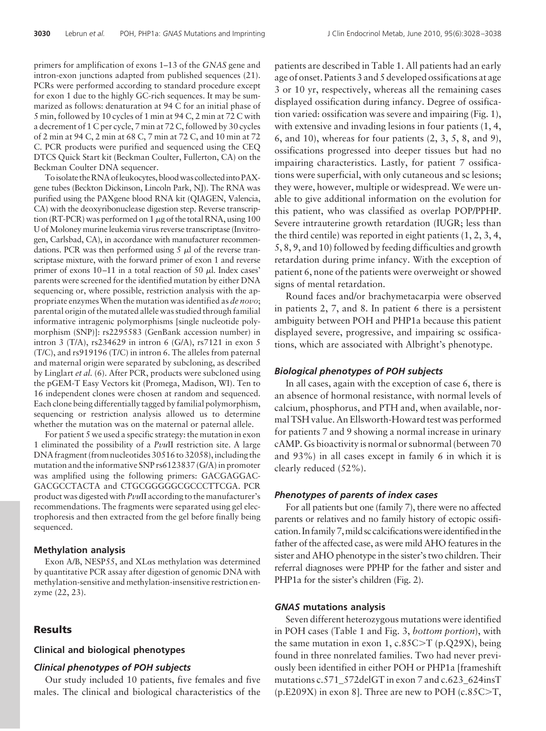primers for amplification of exons 1–13 of the *GNAS* gene and intron-exon junctions adapted from published sequences (21). PCRs were performed according to standard procedure except for exon 1 due to the highly GC-rich sequences. It may be summarized as follows: denaturation at 94 C for an initial phase of 5 min, followed by 10 cycles of 1 min at 94 C, 2 min at 72 C with a decrement of 1 C per cycle, 7 min at 72 C, followed by 30 cycles of 2 min at 94 C, 2 min at 68 C, 7 min at 72 C, and 10 min at 72 C. PCR products were purified and sequenced using the CEQ DTCS Quick Start kit (Beckman Coulter, Fullerton, CA) on the Beckman Coulter DNA sequencer.

To isolate the RNA of leukocytes, blood was collected into PAXgene tubes (Beckton Dickinson, Lincoln Park, NJ). The RNA was purified using the PAXgene blood RNA kit (QIAGEN, Valencia, CA) with the deoxyribonuclease digestion step. Reverse transcription (RT-PCR) was performed on 1 μg of the total RNA, using 100 U of Moloney murine leukemia virus reverse transcriptase (Invitrogen, Carlsbad, CA), in accordance with manufacturer recommendations. PCR was then performed using 5 μl of the reverse transcriptase mixture, with the forward primer of exon 1 and reverse primer of exons 10–11 in a total reaction of 50 μl. Index cases' parents were screened for the identified mutation by either DNA sequencing or, where possible, restriction analysis with the appropriate enzymes When the mutation was identified as *de novo*; parental origin of the mutated allele was studied through familial informative intragenic polymorphisms [single nucleotide polymorphism (SNP)]: rs2295583 (GenBank accession number) in intron 3 (T/A), rs234629 in intron 6 (G/A), rs7121 in exon 5 (T/C), and rs919196 (T/C) in intron 6. The alleles from paternal and maternal origin were separated by subcloning, as described by Linglart *et al.* (6). After PCR, products were subcloned using the pGEM-T Easy Vectors kit (Promega, Madison, WI). Ten to 16 independent clones were chosen at random and sequenced. Each clone being differentially tagged by familial polymorphism, sequencing or restriction analysis allowed us to determine whether the mutation was on the maternal or paternal allele.

For patient 5 we used a specific strategy: the mutation in exon 1 eliminated the possibility of a *Pvu*II restriction site. A large DNA fragment (from nucleotides 30516 to 32058), including the mutation and the informative SNP rs6123837 (G/A) in promoter was amplified using the following primers: GACGAGGACGACGCCTACTA and CTGCGGGGGCGCCCTTCGA. PCR product was digested with *Pvu*II according to the manufacturer's recommendations. The fragments were separated using gel electrophoresis and then extracted from the gel before finally being sequenced.

### Methylation analysis

Exon A/B, NESP55, and XLαs methylation was determined by quantitative PCR assay after digestion of genomic DNA with methylation-sensitive and methylation-insensitive restriction enzyme (22, 23).

## Results

### Clinical and biological phenotypes

#### *Clinical phenotypes of POH subjects*

Our study included 10 patients, five females and five males. The clinical and biological characteristics of the patients are described in Table 1. All patients had an early age of onset. Patients 3 and 5 developed ossifications at age 3 or 10 yr, respectively, whereas all the remaining cases displayed ossification during infancy. Degree of ossification varied: ossification was severe and impairing (Fig. 1), with extensive and invading lesions in four patients (1, 4, 6, and 10), whereas for four patients (2, 3, 5, 8, and 9), ossifications progressed into deeper tissues but had no impairing characteristics. Lastly, for patient 7 ossifications were superficial, with only cutaneous and sc lesions; they were, however, multiple or widespread. We were unable to give additional information on the evolution for this patient, who was classified as overlap POP/PPHP. Severe intrauterine growth retardation (IUGR; less than the third centile) was reported in eight patients (1, 2, 3, 4, 5, 8, 9, and 10) followed by feeding difficulties and growth retardation during prime infancy. With the exception of patient 6, none of the patients were overweight or showed signs of mental retardation.

Round faces and/or brachymetacarpia were observed in patients 2, 7, and 8. In patient 6 there is a persistent ambiguity between POH and PHP1a because this patient displayed severe, progressive, and impairing sc ossifications, which are associated with Albright's phenotype.

#### *Biological phenotypes of POH subjects*

In all cases, again with the exception of case 6, there is an absence of hormonal resistance, with normal levels of calcium, phosphorus, and PTH and, when available, normal TSH value. An Ellsworth-Howard test was performed for patients 7 and 9 showing a normal increase in urinary cAMP. Gs bioactivity is normal or subnormal (between 70 and 93%) in all cases except in family 6 in which it is clearly reduced (52%).

#### *Phenotypes of parents of index cases*

For all patients but one (family 7), there were no affected parents or relatives and no family history of ectopic ossification. In family 7, mild sc calcifications were identified in the father of the affected case, as were mild AHO features in the sister and AHO phenotype in the sister's two children. Their referral diagnoses were PPHP for the father and sister and PHP1a for the sister's children (Fig. 2).

### *GNAS* mutations analysis

Seven different heterozygous mutations were identified in POH cases (Table 1 and Fig. 3, *bottom portion*), with the same mutation in exon 1, c.85C>T (p.Q29X), being found in three nonrelated families. Two had never previously been identified in either POH or PHP1a [frameshift mutations c.571_572delGT in exon 7 and c.623_624insT (p.E209X) in exon 8]. Three are new to POH (c.85C>T,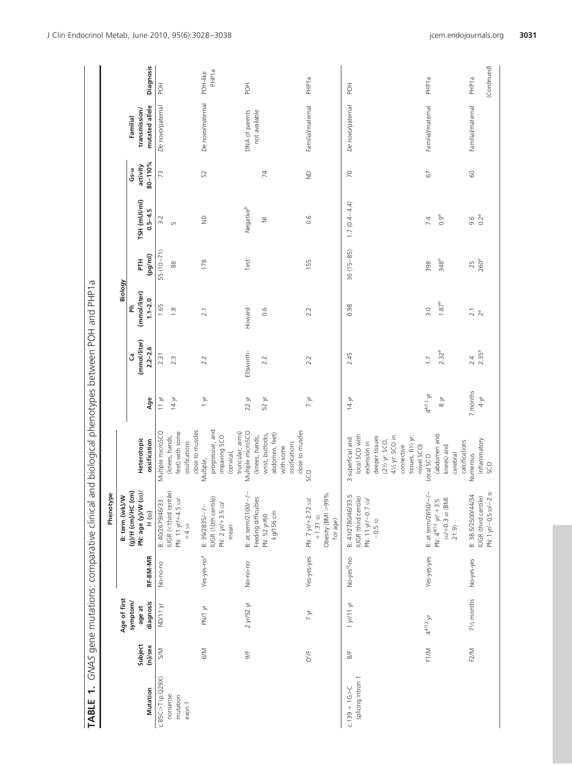**TABLE 1.** *GNAS* gene mutations: comparative clinical and biological phenotypes between POH and PHP1a

| Mutation | Subject (n)/sex | Age of first symptom/ age at diagnosis | RF-BM-MR | Phenotype | | Biology | | | | | | | Diagnosis |
|---|---|---|---|---|---|---|---|---|---|---|---|---|---|
| | | | | B: term (wk)/W (g)/H (cm)/HC (cm) PN: age (y)/W (SD)/ H (SD) | Heterotopic ossification | Age | Ca (mmol/liter) 2.2–2.6 | Ph (mmol/liter) 1.1–2.0 | PTH (pg/ml) | TSH (mUI/ml) 0.5–4.5 | Gs-α activity 80–110% | Familial transmission/ mutated allele | |
| c.85C>T (p.Q29X) nonsense mutation exon 1 | 5/M | ND/11 yr | No-no-no | B: 40/2679/46/33 IUGR (<third centile) PN: 11 yr/+4.5 SD/ +4 SD | Multiple microSCO (knees, hands, feet) with some ossifications close to muscles | 11 yr | 2.31 | 1.65 | 55 (10–71) | 3.2 | 73 | *De novo*/paternal | POH |
| | | | | | | 14 yr | 2.3 | 1.8 | 88 | 5 | | | |
| | 6/M | PN/1 yr | Yes-yes-no[a] | B: 39/2835/–/– IUGR (10th centile) PN: 2 yr/+3.5 SD/ mean | Multiple, progressive, and impairing SCO (cervical, truncular, arms) | 1 yr | 2.2 | 2.1 | 178 | ND | 52 | *De novo*/maternal | POH-like PHP1a |
| | 9/F | 2 yr/52 yr | No-no-no | B: at term/2100/–/– Feeding difficulties PN: 52 yr/60 kg/156 cm | Multiple microSCO (knees, hands, wrist, buttocks, abdomen, feet) with some ossifications close to muscles | 22 yr | Ellsworth- | Howard | Test | Negative[b] | | DNA of parents not available | POH |
| | | | | | | 52 yr | 2.2 | 0.6 | | NI | 74 | | |
| | D[c]/F | 7 yr | Yes-yes-yes | PN: 7 yr/+2.72 SD/ +1.31 SD Obesity (BMI >99% for age) | SCO | 7 yr | 2.2 | 2.2 | 155 | 0.6 | ND | Familial/maternal | PHP1a |
| c.139 + 1G>C splicing intron 1 | 8/F | 1 yr/11 yr | No-yes[d]-no | B: 41/2780/46/33.5 IUGR (third centile) PN: 11 yr/–0.7 SD/ –0.5 SD | 3 superficial and local SCO with extension in deeper tissues (2½ yr: SCO, 4½ yr: SCO in connective tissues, 6½ yr: novel SCO) | 14 yr | 2.45 | 0.98 | 36 (15–85) | 1.7 (0.4–4.4) | 70 | *De novo*/paternal | POH |
| | F1/M | 4[4/12] yr | Yes-yes-yes | B: at term/2650/–/– PN: 4[4/12] yr/ +3.5 SD/+0.3 SD (BMI 21.9) | Local SCO (abdomen and knees) and cerebral calcifications | 4[4/12] yr | 1.7 | 3.0 | 398 | 7.4 | 67 | Familial/maternal | PHP1a |
| | | | | | | 8 yr | 2.32[e] | 1.87[e] | 348[e] | 0.9[e] | | | |
| | F2/M | 7½ months | No-yes-yes | B: 38.5/2500/44/34 IUGR (third centile) PN: 1 yr/–0.5 SD/–2 SD | Numerous inflammatory SCO | 7 months | 2.4 | 2.1 | 25 | 9.6 | 60 | Familial/maternal | PHP1a |
| | | | | | | 4 yr | 2.35[e] | 2[e] | 260[e] | 0.2[e] | | | |

*(Continued)*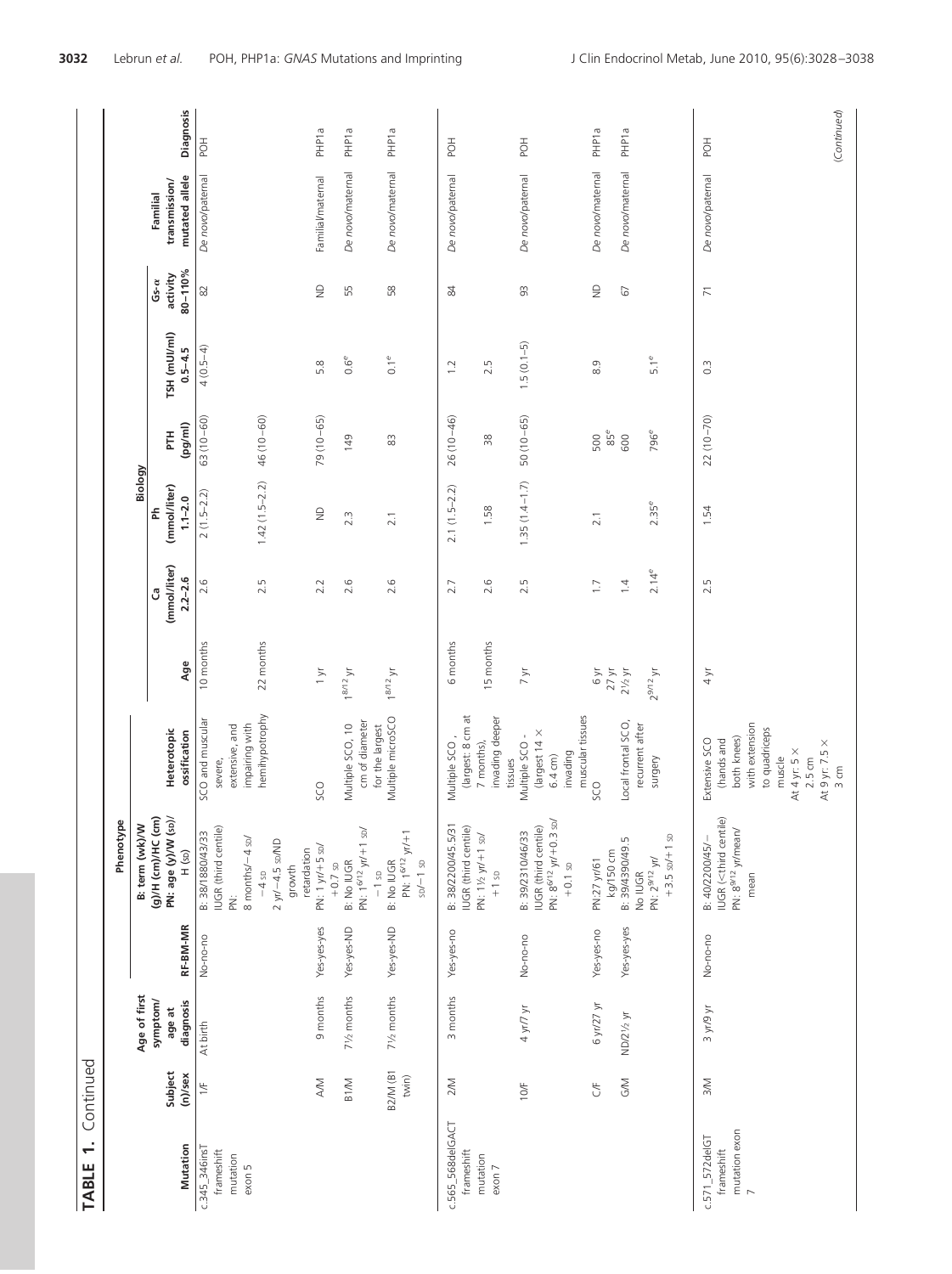**TABLE 1.** Continued

| Mutation | Subject (n)/sex | Age of first symptom/age at diagnosis | RF-BM-MR | B: term (wk)/W (g)/H (cm)/HC (cm) PN: age (y)/W (SD)/H (SD) | Heterotopic ossification | Age | Ca (mmol/liter) 2.2–2.6 | Ph (mmol/liter) 1.1–2.0 | PTH (pg/ml) | TSH (mUI/ml) 0.5–4.5 | Gs-α activity 80–110% | Familial transmission/mutated allele | Diagnosis |
|---|---|---|---|---|---|---|---|---|---|---|---|---|---|
| | | | Phenotype | | | | Biology | | | | | | |
| c.345_346insT frameshift mutation exon 5 | 1/F | At birth | No-no-no | B: 38/1880/43/33 IUGR (third centile) PN: 8 months/−4 SD/−4 SD 2 yr/−4.5 SD/ND growth retardation | SCO and muscular severe, extensive, and impairing with hemihypotrophy | 10 months | 2.6 | 2 (1.5–2.2) | 63 (10–60) | 4 (0.5–4) | 82 | *De novo*/paternal | POH |
| | | | | | | 22 months | 2.5 | 1.42 (1.5–2.2) | 46 (10–60) | | | | |
| | A/M | 9 months | Yes-yes-yes | PN: 1 yr/+5 SD/+0.7 SD | SCO | 1 yr | 2.2 | ND | 79 (10–65) | 5.8 | ND | Familial/maternal | PHP1a |
| | B1/M | 7½ months | Yes-yes-ND | B: No IUGR PN: $1^{6/12}$ yr/+1 SD/−1 SD | Multiple SCO, 10 cm of diameter for the largest | $1^{8/12}$ yr | 2.6 | 2.3 | 149 | $0.6^{e}$ | 55 | *De novo*/maternal | PHP1a |
| | B2/M (B1 twin) | 7½ months | Yes-yes-ND | B: No IUGR PN: $1^{6/12}$ yr/+1 SD/−1 SD | Multiple microSCO | $1^{8/12}$ yr | 2.6 | 2.1 | 83 | $0.1^{e}$ | 58 | *De novo*/maternal | PHP1a |
| c.565_568delGACT frameshift mutation exon 7 | 2/M | 3 months | Yes-yes-no | B: 38/2200/45.5/31 IUGR (third centile) PN: 1½ yr/+1 SD/+1 SD | Multiple SCO, (largest: 8 cm at 7 months), invading deeper tissues | 6 months | 2.7 | 2.1 (1.5–2.2) | 26 (10–46) | 1.2 | 84 | *De novo*/paternal | POH |
| | | | | | | 15 months | 2.6 | 1.58 | 38 | 2.5 | | | |
| | 10/F | 4 yr/7 yr | No-no-no | B: 39/2310/46/33 IUGR (third centile) PN: $8^{6/12}$ yr/+0.3 SD/+0.1 SD | Multiple SCO - (largest 14 × 6.4 cm) invading muscular tissues | 7 yr | 2.5 | 1.35 (1.4–1.7) | 50 (10–65) | 1.5 (0.1–5) | 93 | *De novo*/paternal | POH |
| | C/F | 6 yr/27 yr | Yes-yes-no | PN:27 yr/61 kg/150 cm | SCO | 6 yr / 27 yr | 1.7 | 2.1 | 500 / $85^{e}$ | 8.9 | ND | *De novo*/maternal | PHP1a |
| | G/M | ND/2½ yr | Yes-yes-yes | B: 39/4390/49.5 No IUGR PN: $2^{9/12}$ yr/+3.5 SD/+1 SD | Local frontal SCO, recurrent after surgery | 2½ yr | 1.4 | | 600 | | 67 | *De novo*/maternal | PHP1a |
| | | | | | | $2^{9/12}$ yr | $2.14^{e}$ | $2.35^{e}$ | $796^{e}$ | $5.1^{e}$ | | | |
| c.571_572delGT frameshift mutation exon 7 | 3/M | 3 yr/9 yr | No-no-no | B: 40/2200/45/− IUGR (<third centile) PN: $8^{9/12}$ yr/mean/mean | Extensive SCO (hands and both knees) with extension to quadriceps muscle At 4 yr: 5 × 2.5 cm At 9 yr: 7.5 × 3 cm | 4 yr | 2.5 | 1.54 | 22 (10–70) | 0.3 | 71 | *De novo*/paternal | POH |

(*Continued*)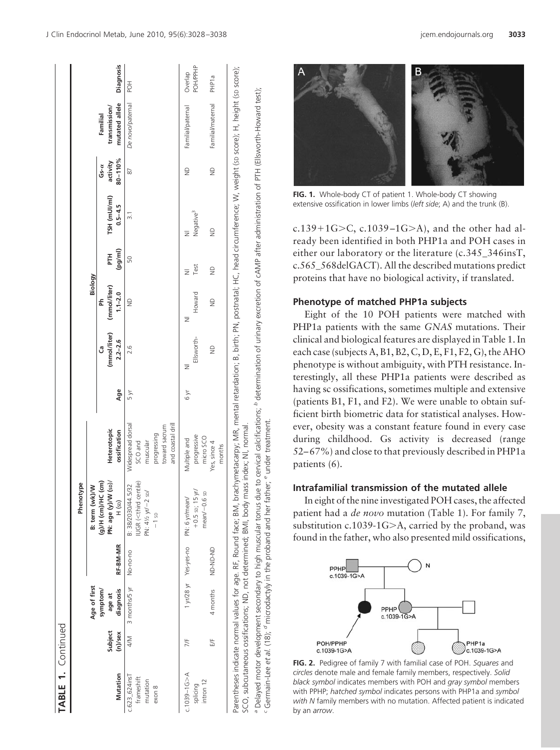**TABLE 1.** Continued

| Mutation | Subject (n)/sex | Age of first symptom/ age at diagnosis | RF-BM-MR | Phenotype B: term (wk)/W (g)/H (cm)/HC (cm) PN: age (y)/W (SD)/ H (SD) | Heterotopic ossification | Age | Biology Ca (mmol/liter) 2.2–2.6 | Ph (mmol/liter) 1.1–2.0 | PTH (pg/ml) | TSH (mUI/ml) 0.5–4.5 | Gs-α activity 80–110% | Familial transmission/ mutated allele | Diagnosis |
|---|---|---|---|---|---|---|---|---|---|---|---|---|---|
| c.623_624insT frameshift mutation exon 8 | 4/M | 3 months/5 yr | No-no-no | B: 38/2030/44.5/32 IUGR (<third centile) PN: 4½ yr/−2 SD/ −1 SD | Widespread dorsal SCO and muscular progressing toward sacrum and coastal drill | 5 yr | 2.6 | ND | 50 | 3.1 | 87 | *De novo*/paternal | POH |
| c.1039–1G>A splicing intron 12 | 7/F | 1 yr/28 yr | Yes-yes-no | PN: 6 yr/mean/ +0.5 SD; 15 yr/ mean/−0.6 SD | Multiple and progressive micro SCO | 6 yr | Nl Ellsworth- | Nl Howard | Nl Test | Nl Negative[c] | ND | Familial/paternal | Overlap POH/PPHP |
| | E/F | 4 months | ND-ND-ND | | Yes, since 4 months | | ND | ND | ND | ND | ND | Familial/maternal | PHP1a |

Parentheses indicate normal values for age. RF, Round face; BM, brachymetacarpy; MR, mental retardation; B, birth; PN, postnatal; HC, head circumference; W, weight (SD score); H, height (SD score); SCO, subcutaneous ossifications; ND, not determined; BMI, body mass index; Nl, normal.

[a] Delayed motor development secondary to high muscular tonus due to cervical calcifications; [b] determination of urinary excretion of cAMP after administration of PTH (Ellsworth-Howard test); [c] Germain-Lee *et al.* (18); [d] microdactyly in the proband and her father; [e] under treatment.

**FIG. 1.** Whole-body CT of patient 1. Whole-body CT showing extensive ossification in lower limbs (*left side*; A) and the trunk (B).

c.139+1G>C, c.1039–1G>A), and the other had already been identified in both PHP1a and POH cases in either our laboratory or the literature (c.345_346insT, c.565_568delGACT). All the described mutations predict proteins that have no biological activity, if translated.

### Phenotype of matched PHP1a subjects

Eight of the 10 POH patients were matched with PHP1a patients with the same *GNAS* mutations. Their clinical and biological features are displayed in Table 1. In each case (subjects A, B1, B2, C, D, E, F1, F2, G), the AHO phenotype is without ambiguity, with PTH resistance. Interestingly, all these PHP1a patients were described as having sc ossifications, sometimes multiple and extensive (patients B1, F1, and F2). We were unable to obtain sufficient birth biometric data for statistical analyses. However, obesity was a constant feature found in every case during childhood. Gs activity is decreased (range 52–67%) and close to that previously described in PHP1a patients (6).

### Intrafamilial transmission of the mutated allele

In eight of the nine investigated POH cases, the affected patient had a *de novo* mutation (Table 1). For family 7, substitution c.1039-1G>A, carried by the proband, was found in the father, who also presented mild ossifications,

**FIG. 2.** Pedigree of family 7 with familial case of POH. *Squares* and *circles* denote male and female family members, respectively. *Solid black symbol* indicates members with POH and *gray symbol* members with PPHP; *hatched symbol* indicates persons with PHP1a and *symbol with N* family members with no mutation. Affected patient is indicated by an *arrow*.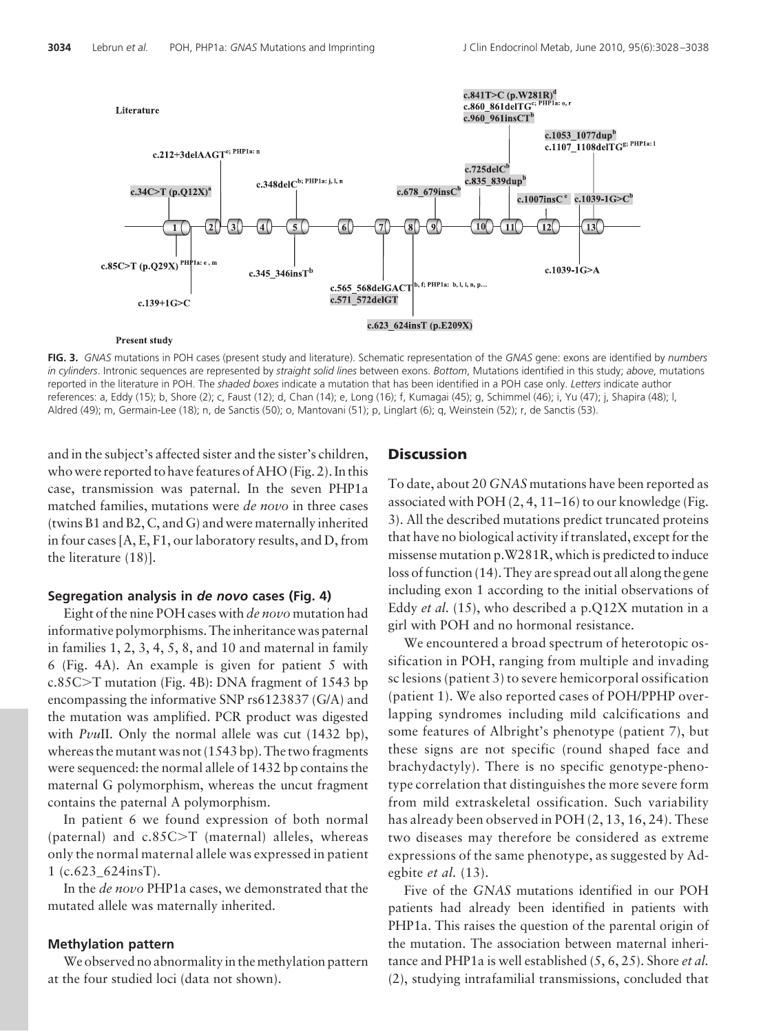**FIG. 3.** *GNAS* mutations in POH cases (present study and literature). Schematic representation of the *GNAS* gene: exons are identified by *numbers in cylinders*. Intronic sequences are represented by *straight solid lines* between exons. *Bottom*, Mutations identified in this study; *above*, mutations reported in the literature in POH. The *shaded boxes* indicate a mutation that has been identified in a POH case only. *Letters* indicate author references: a, Eddy (15); b, Shore (2); c, Faust (12); d, Chan (14); e, Long (16); f, Kumagai (45); g, Schimmel (46); i, Yu (47); j, Shapira (48); l, Aldred (49); m, Germain-Lee (18); n, de Sanctis (50); o, Mantovani (51); p, Linglart (6); q, Weinstein (52); r, de Sanctis (53).

and in the subject's affected sister and the sister's children, who were reported to have features of AHO (Fig. 2). In this case, transmission was paternal. In the seven PHP1a matched families, mutations were *de novo* in three cases (twins B1 and B2, C, and G) and were maternally inherited in four cases [A, E, F1, our laboratory results, and D, from the literature (18)].

### Segregation analysis in *de novo* cases (Fig. 4)

Eight of the nine POH cases with *de novo* mutation had informative polymorphisms. The inheritance was paternal in families 1, 2, 3, 4, 5, 8, and 10 and maternal in family 6 (Fig. 4A). An example is given for patient 5 with c.85C>T mutation (Fig. 4B): DNA fragment of 1543 bp encompassing the informative SNP rs6123837 (G/A) and the mutation was amplified. PCR product was digested with *Pvu*II. Only the normal allele was cut (1432 bp), whereas the mutant was not (1543 bp). The two fragments were sequenced: the normal allele of 1432 bp contains the maternal G polymorphism, whereas the uncut fragment contains the paternal A polymorphism.

In patient 6 we found expression of both normal (paternal) and c.85C>T (maternal) alleles, whereas only the normal maternal allele was expressed in patient 1 (c.623_624insT).

In the *de novo* PHP1a cases, we demonstrated that the mutated allele was maternally inherited.

### Methylation pattern

We observed no abnormality in the methylation pattern at the four studied loci (data not shown).

## Discussion

To date, about 20 *GNAS* mutations have been reported as associated with POH (2, 4, 11–16) to our knowledge (Fig. 3). All the described mutations predict truncated proteins that have no biological activity if translated, except for the missense mutation p.W281R, which is predicted to induce loss of function (14). They are spread out all along the gene including exon 1 according to the initial observations of Eddy *et al.* (15), who described a p.Q12X mutation in a girl with POH and no hormonal resistance.

We encountered a broad spectrum of heterotopic ossification in POH, ranging from multiple and invading sc lesions (patient 3) to severe hemicorporal ossification (patient 1). We also reported cases of POH/PPHP overlapping syndromes including mild calcifications and some features of Albright's phenotype (patient 7), but these signs are not specific (round shaped face and brachydactyly). There is no specific genotype-phenotype correlation that distinguishes the more severe form from mild extraskeletal ossification. Such variability has already been observed in POH (2, 13, 16, 24). These two diseases may therefore be considered as extreme expressions of the same phenotype, as suggested by Adegbite *et al.* (13).

Five of the *GNAS* mutations identified in our POH patients had already been identified in patients with PHP1a. This raises the question of the parental origin of the mutation. The association between maternal inheritance and PHP1a is well established (5, 6, 25). Shore *et al.* (2), studying intrafamilial transmissions, concluded that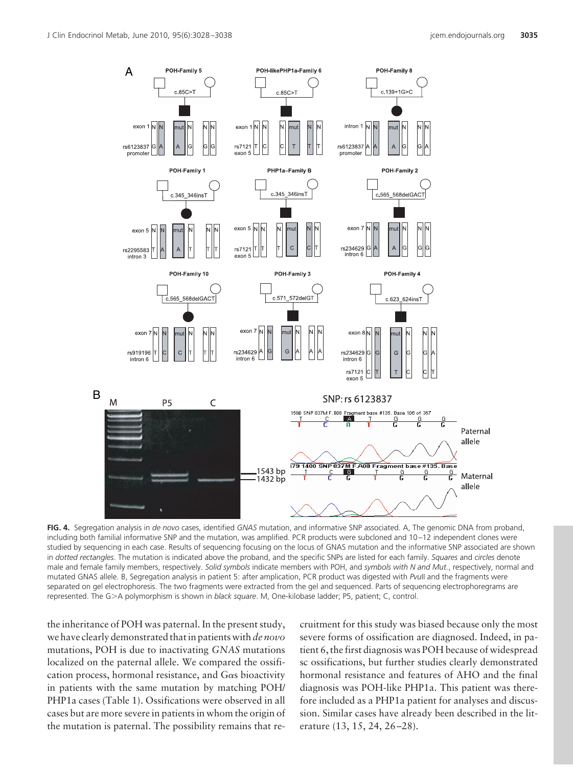**FIG. 4.** Segregation analysis in *de novo* cases, identified *GNAS* mutation, and informative SNP associated. A, The genomic DNA from proband, including both familial informative SNP and the mutation, was amplified. PCR products were subcloned and 10–12 independent clones were studied by sequencing in each case. Results of sequencing focusing on the locus of GNAS mutation and the informative SNP associated are shown in *dotted rectangles*. The mutation is indicated above the proband, and the specific SNPs are listed for each family. *Squares* and *circles* denote male and female family members, respectively. *Solid symbols* indicate members with POH, and *symbols with N and Mut.*, respectively, normal and mutated GNAS allele. B, Segregation analysis in patient 5: after amplification, PCR product was digested with *Pvu*II and the fragments were separated on gel electrophoresis. The two fragments were extracted from the gel and sequenced. Parts of sequencing electrophoregrams are represented. The G>A polymorphism is shown in *black square*. M, One-kilobase ladder; P5, patient; C, control.

the inheritance of POH was paternal. In the present study, we have clearly demonstrated that in patients with *de novo* mutations, POH is due to inactivating *GNAS* mutations localized on the paternal allele. We compared the ossification process, hormonal resistance, and Gαs bioactivity in patients with the same mutation by matching POH/PHP1a cases (Table 1). Ossifications were observed in all cases but are more severe in patients in whom the origin of the mutation is paternal. The possibility remains that recruitment for this study was biased because only the most severe forms of ossification are diagnosed. Indeed, in patient 6, the first diagnosis was POH because of widespread sc ossifications, but further studies clearly demonstrated hormonal resistance and features of AHO and the final diagnosis was POH-like PHP1a. This patient was therefore included as a PHP1a patient for analyses and discussion. Similar cases have already been described in the literature (13, 15, 24, 26–28).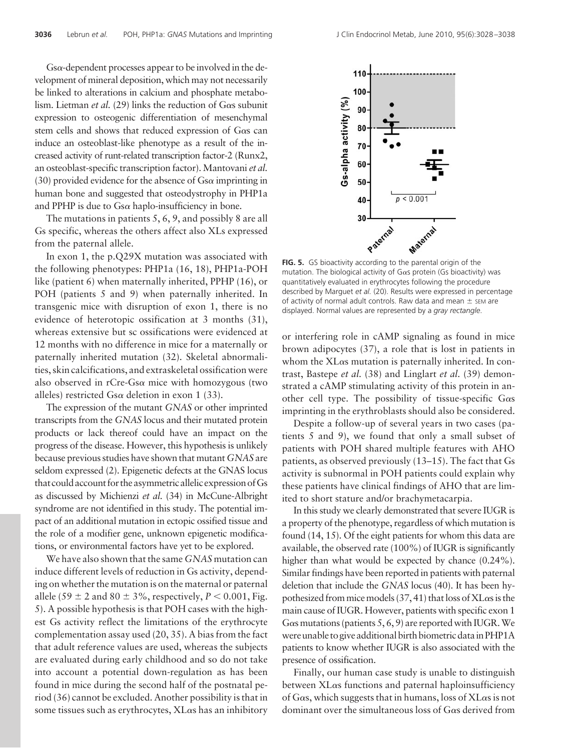Gsα-dependent processes appear to be involved in the development of mineral deposition, which may not necessarily be linked to alterations in calcium and phosphate metabolism. Lietman *et al.* (29) links the reduction of Gαs subunit expression to osteogenic differentiation of mesenchymal stem cells and shows that reduced expression of Gαs can induce an osteoblast-like phenotype as a result of the increased activity of runt-related transcription factor-2 (Runx2, an osteoblast-specific transcription factor). Mantovani *et al.* (30) provided evidence for the absence of Gsα imprinting in human bone and suggested that osteodystrophy in PHP1a and PPHP is due to Gsα haplo-insufficiency in bone.

The mutations in patients 5, 6, 9, and possibly 8 are all Gs specific, whereas the others affect also XLs expressed from the paternal allele.

In exon 1, the p.Q29X mutation was associated with the following phenotypes: PHP1a (16, 18), PHP1a-POH like (patient 6) when maternally inherited, PPHP (16), or POH (patients 5 and 9) when paternally inherited. In transgenic mice with disruption of exon 1, there is no evidence of heterotopic ossification at 3 months (31), whereas extensive but sc ossifications were evidenced at 12 months with no difference in mice for a maternally or paternally inherited mutation (32). Skeletal abnormalities, skin calcifications, and extraskeletal ossification were also observed in rCre-Gsα mice with homozygous (two alleles) restricted Gsα deletion in exon 1 (33).

The expression of the mutant *GNAS* or other imprinted transcripts from the *GNAS* locus and their mutated protein products or lack thereof could have an impact on the progress of the disease. However, this hypothesis is unlikely because previous studies have shown that mutant *GNAS* are seldom expressed (2). Epigenetic defects at the GNAS locus that could account for the asymmetric allelic expression of Gs as discussed by Michienzi *et al.* (34) in McCune-Albright syndrome are not identified in this study. The potential impact of an additional mutation in ectopic ossified tissue and the role of a modifier gene, unknown epigenetic modifications, or environmental factors have yet to be explored.

We have also shown that the same *GNAS* mutation can induce different levels of reduction in Gs activity, depending on whether the mutation is on the maternal or paternal allele ($59 \pm 2$ and $80 \pm 3$%, respectively, $P < 0.001$, Fig. 5). A possible hypothesis is that POH cases with the highest Gs activity reflect the limitations of the erythrocyte complementation assay used (20, 35). A bias from the fact that adult reference values are used, whereas the subjects are evaluated during early childhood and so do not take into account a potential down-regulation as has been found in mice during the second half of the postnatal period (36) cannot be excluded. Another possibility is that in some tissues such as erythrocytes, XLαs has an inhibitory or interfering role in cAMP signaling as found in mice brown adipocytes (37), a role that is lost in patients in whom the XLαs mutation is paternally inherited. In contrast, Bastepe *et al.* (38) and Linglart *et al.* (39) demonstrated a cAMP stimulating activity of this protein in another cell type. The possibility of tissue-specific Gαs imprinting in the erythroblasts should also be considered.

**FIG. 5.** GS bioactivity according to the parental origin of the mutation. The biological activity of Gαs protein (Gs bioactivity) was quantitatively evaluated in erythrocytes following the procedure described by Marguet *et al.* (20). Results were expressed in percentage of activity of normal adult controls. Raw data and mean ± SEM are displayed. Normal values are represented by a *gray rectangle*.

Despite a follow-up of several years in two cases (patients 5 and 9), we found that only a small subset of patients with POH shared multiple features with AHO patients, as observed previously (13–15). The fact that Gs activity is subnormal in POH patients could explain why these patients have clinical findings of AHO that are limited to short stature and/or brachymetacarpia.

In this study we clearly demonstrated that severe IUGR is a property of the phenotype, regardless of which mutation is found (14, 15). Of the eight patients for whom this data are available, the observed rate (100%) of IUGR is significantly higher than what would be expected by chance (0.24%). Similar findings have been reported in patients with paternal deletion that include the *GNAS* locus (40). It has been hypothesized from mice models (37, 41) that loss of XLαs is the main cause of IUGR. However, patients with specific exon 1 Gαs mutations (patients 5, 6, 9) are reported with IUGR. We were unable to give additional birth biometric data in PHP1A patients to know whether IUGR is also associated with the presence of ossification.

Finally, our human case study is unable to distinguish between XLαs functions and paternal haploinsufficiency of Gαs, which suggests that in humans, loss of XLαs is not dominant over the simultaneous loss of Gαs derived from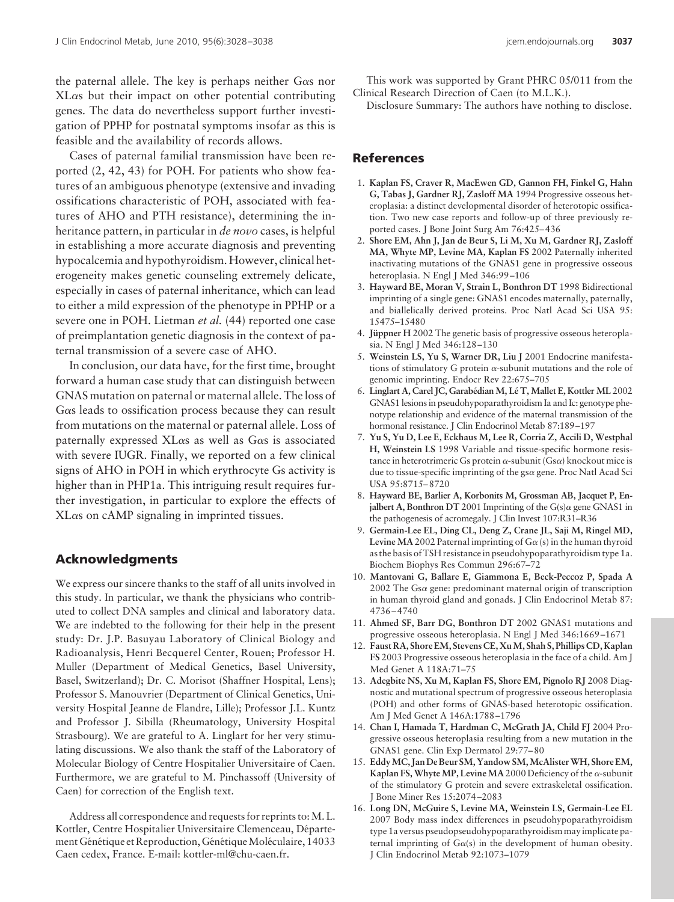the paternal allele. The key is perhaps neither Gαs nor XLαs but their impact on other potential contributing genes. The data do nevertheless support further investigation of PPHP for postnatal symptoms insofar as this is feasible and the availability of records allows.

Cases of paternal familial transmission have been reported (2, 42, 43) for POH. For patients who show features of an ambiguous phenotype (extensive and invading ossifications characteristic of POH, associated with features of AHO and PTH resistance), determining the inheritance pattern, in particular in *de novo* cases, is helpful in establishing a more accurate diagnosis and preventing hypocalcemia and hypothyroidism. However, clinical heterogeneity makes genetic counseling extremely delicate, especially in cases of paternal inheritance, which can lead to either a mild expression of the phenotype in PPHP or a severe one in POH. Lietman *et al.* (44) reported one case of preimplantation genetic diagnosis in the context of paternal transmission of a severe case of AHO.

In conclusion, our data have, for the first time, brought forward a human case study that can distinguish between GNAS mutation on paternal or maternal allele. The loss of Gαs leads to ossification process because they can result from mutations on the maternal or paternal allele. Loss of paternally expressed XLαs as well as Gαs is associated with severe IUGR. Finally, we reported on a few clinical signs of AHO in POH in which erythrocyte Gs activity is higher than in PHP1a. This intriguing result requires further investigation, in particular to explore the effects of XLαs on cAMP signaling in imprinted tissues.

## Acknowledgments

We express our sincere thanks to the staff of all units involved in this study. In particular, we thank the physicians who contributed to collect DNA samples and clinical and laboratory data. We are indebted to the following for their help in the present study: Dr. J.P. Basuyau Laboratory of Clinical Biology and Radioanalysis, Henri Becquerel Center, Rouen; Professor H. Muller (Department of Medical Genetics, Basel University, Basel, Switzerland); Dr. C. Morisot (Shaffner Hospital, Lens); Professor S. Manouvrier (Department of Clinical Genetics, University Hospital Jeanne de Flandre, Lille); Professor J.L. Kuntz and Professor J. Sibilla (Rheumatology, University Hospital Strasbourg). We are grateful to A. Linglart for her very stimulating discussions. We also thank the staff of the Laboratory of Molecular Biology of Centre Hospitalier Universitaire of Caen. Furthermore, we are grateful to M. Pinchassoff (University of Caen) for correction of the English text.

Address all correspondence and requests for reprints to: M. L. Kottler, Centre Hospitalier Universitaire Clemenceau, Département Génétique et Reproduction, Génétique Moléculaire, 14033 Caen cedex, France. E-mail: kottler-ml@chu-caen.fr.

This work was supported by Grant PHRC 05/011 from the Clinical Research Direction of Caen (to M.L.K.).

Disclosure Summary: The authors have nothing to disclose.

## References

1. **Kaplan FS, Craver R, MacEwen GD, Gannon FH, Finkel G, Hahn G, Tabas J, Gardner RJ, Zasloff MA** 1994 Progressive osseous heteroplasia: a distinct developmental disorder of heterotopic ossification. Two new case reports and follow-up of three previously reported cases. J Bone Joint Surg Am 76:425–436
2. **Shore EM, Ahn J, Jan de Beur S, Li M, Xu M, Gardner RJ, Zasloff MA, Whyte MP, Levine MA, Kaplan FS** 2002 Paternally inherited inactivating mutations of the GNAS1 gene in progressive osseous heteroplasia. N Engl J Med 346:99–106
3. **Hayward BE, Moran V, Strain L, Bonthron DT** 1998 Bidirectional imprinting of a single gene: GNAS1 encodes maternally, paternally, and biallelically derived proteins. Proc Natl Acad Sci USA 95: 15475–15480
4. **Jüppner H** 2002 The genetic basis of progressive osseous heteroplasia. N Engl J Med 346:128–130
5. **Weinstein LS, Yu S, Warner DR, Liu J** 2001 Endocrine manifestations of stimulatory G protein α-subunit mutations and the role of genomic imprinting. Endocr Rev 22:675–705
6. **Linglart A, Carel JC, Garabédian M, Lé T, Mallet E, Kottler ML** 2002 GNAS1 lesions in pseudohypoparathyroidism Ia and Ic: genotype phenotype relationship and evidence of the maternal transmission of the hormonal resistance. J Clin Endocrinol Metab 87:189–197
7. **Yu S, Yu D, Lee E, Eckhaus M, Lee R, Corria Z, Accili D, Westphal H, Weinstein LS** 1998 Variable and tissue-specific hormone resistance in heterotrimeric Gs protein α-subunit (Gsα) knockout mice is due to tissue-specific imprinting of the gsα gene. Proc Natl Acad Sci USA 95:8715–8720
8. **Hayward BE, Barlier A, Korbonits M, Grossman AB, Jacquet P, Enjalbert A, Bonthron DT** 2001 Imprinting of the G(s)α gene GNAS1 in the pathogenesis of acromegaly. J Clin Invest 107:R31–R36
9. **Germain-Lee EL, Ding CL, Deng Z, Crane JL, Saji M, Ringel MD, Levine MA** 2002 Paternal imprinting of Gα (s) in the human thyroid as the basis of TSH resistance in pseudohypoparathyroidism type 1a. Biochem Biophys Res Commun 296:67–72
10. **Mantovani G, Ballare E, Giammona E, Beck-Peccoz P, Spada A** 2002 The Gsα gene: predominant maternal origin of transcription in human thyroid gland and gonads. J Clin Endocrinol Metab 87: 4736–4740
11. **Ahmed SF, Barr DG, Bonthron DT** 2002 GNAS1 mutations and progressive osseous heteroplasia. N Engl J Med 346:1669–1671
12. **Faust RA, Shore EM, Stevens CE, Xu M, Shah S, Phillips CD, Kaplan FS** 2003 Progressive osseous heteroplasia in the face of a child. Am J Med Genet A 118A:71–75
13. **Adegbite NS, Xu M, Kaplan FS, Shore EM, Pignolo RJ** 2008 Diagnostic and mutational spectrum of progressive osseous heteroplasia (POH) and other forms of GNAS-based heterotopic ossification. Am J Med Genet A 146A:1788–1796
14. **Chan I, Hamada T, Hardman C, McGrath JA, Child FJ** 2004 Progressive osseous heteroplasia resulting from a new mutation in the GNAS1 gene. Clin Exp Dermatol 29:77–80
15. **Eddy MC, Jan De Beur SM, Yandow SM, McAlister WH, Shore EM, Kaplan FS, Whyte MP, Levine MA** 2000 Deficiency of the α-subunit of the stimulatory G protein and severe extraskeletal ossification. J Bone Miner Res 15:2074–2083
16. **Long DN, McGuire S, Levine MA, Weinstein LS, Germain-Lee EL** 2007 Body mass index differences in pseudohypoparathyroidism type 1a versus pseudopseudohypoparathyroidism may implicate paternal imprinting of Gα(s) in the development of human obesity. J Clin Endocrinol Metab 92:1073–1079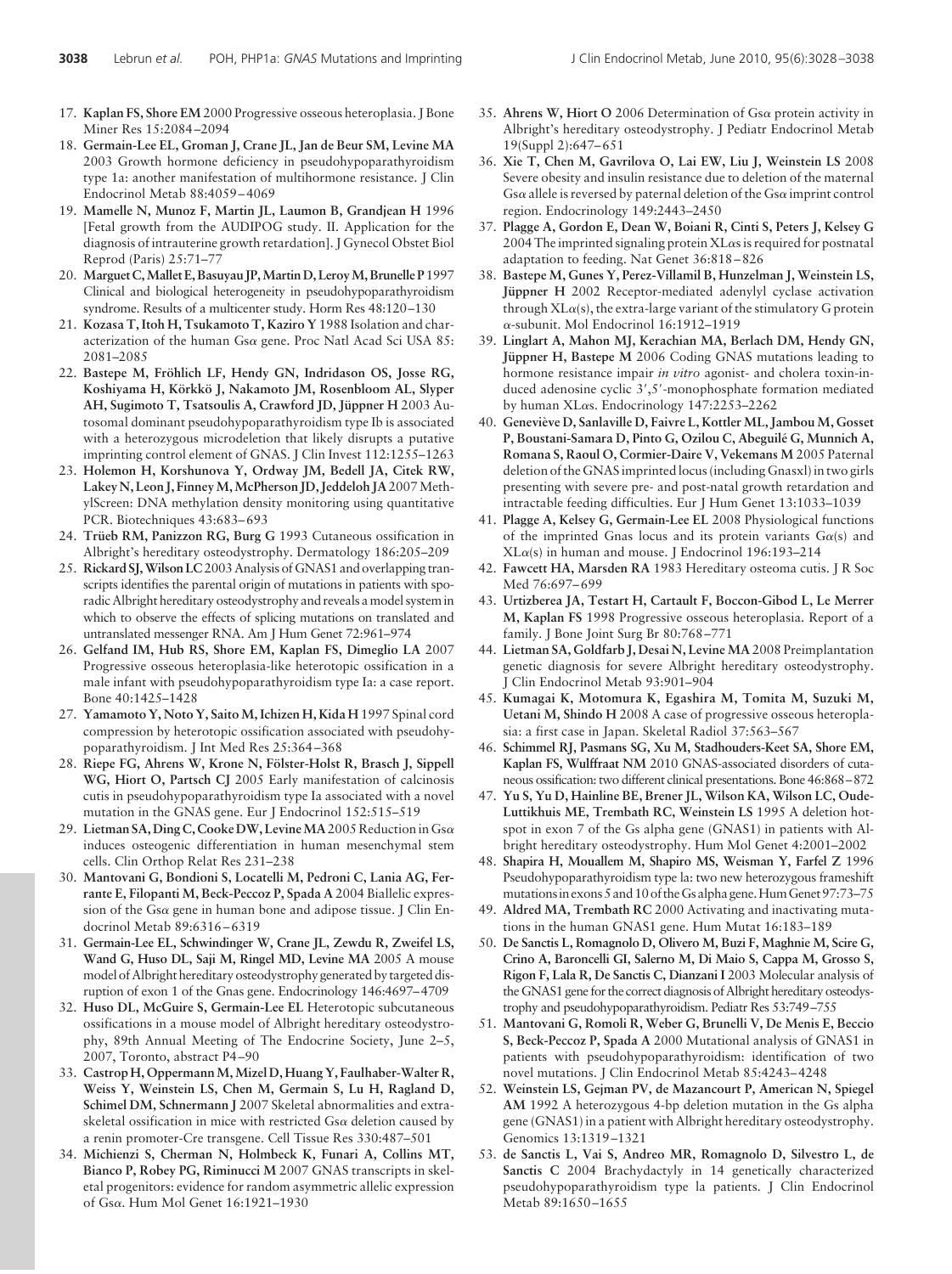17. **Kaplan FS, Shore EM** 2000 Progressive osseous heteroplasia. J Bone Miner Res 15:2084–2094
18. **Germain-Lee EL, Groman J, Crane JL, Jan de Beur SM, Levine MA** 2003 Growth hormone deficiency in pseudohypoparathyroidism type 1a: another manifestation of multihormone resistance. J Clin Endocrinol Metab 88:4059–4069
19. **Mamelle N, Munoz F, Martin JL, Laumon B, Grandjean H** 1996 [Fetal growth from the AUDIPOG study. II. Application for the diagnosis of intrauterine growth retardation]. J Gynecol Obstet Biol Reprod (Paris) 25:71–77
20. **Marguet C, Mallet E, Basuyau JP, Martin D, Leroy M, Brunelle P** 1997 Clinical and biological heterogeneity in pseudohypoparathyroidism syndrome. Results of a multicenter study. Horm Res 48:120–130
21. **Kozasa T, Itoh H, Tsukamoto T, Kaziro Y** 1988 Isolation and characterization of the human Gsα gene. Proc Natl Acad Sci USA 85: 2081–2085
22. **Bastepe M, Fröhlich LF, Hendy GN, Indridason OS, Josse RG, Koshiyama H, Körkkö J, Nakamoto JM, Rosenbloom AL, Slyper AH, Sugimoto T, Tsatsoulis A, Crawford JD, Jüppner H** 2003 Autosomal dominant pseudohypoparathyroidism type Ib is associated with a heterozygous microdeletion that likely disrupts a putative imprinting control element of GNAS. J Clin Invest 112:1255–1263
23. **Holemon H, Korshunova Y, Ordway JM, Bedell JA, Citek RW, Lakey N, Leon J, Finney M, McPherson JD, Jeddeloh JA** 2007 MethylScreen: DNA methylation density monitoring using quantitative PCR. Biotechniques 43:683–693
24. **Trüeb RM, Panizzon RG, Burg G** 1993 Cutaneous ossification in Albright's hereditary osteodystrophy. Dermatology 186:205–209
25. **Rickard SJ, Wilson LC** 2003 Analysis of GNAS1 and overlapping transcripts identifies the parental origin of mutations in patients with sporadic Albright hereditary osteodystrophy and reveals a model system in which to observe the effects of splicing mutations on translated and untranslated messenger RNA. Am J Hum Genet 72:961–974
26. **Gelfand IM, Hub RS, Shore EM, Kaplan FS, Dimeglio LA** 2007 Progressive osseous heteroplasia-like heterotopic ossification in a male infant with pseudohypoparathyroidism type Ia: a case report. Bone 40:1425–1428
27. **Yamamoto Y, Noto Y, Saito M, Ichizen H, Kida H** 1997 Spinal cord compression by heterotopic ossification associated with pseudohypoparathyroidism. J Int Med Res 25:364–368
28. **Riepe FG, Ahrens W, Krone N, Fölster-Holst R, Brasch J, Sippell WG, Hiort O, Partsch CJ** 2005 Early manifestation of calcinosis cutis in pseudohypoparathyroidism type Ia associated with a novel mutation in the GNAS gene. Eur J Endocrinol 152:515–519
29. **Lietman SA, Ding C, Cooke DW, Levine MA** 2005 Reduction in Gsα induces osteogenic differentiation in human mesenchymal stem cells. Clin Orthop Relat Res 231–238
30. **Mantovani G, Bondioni S, Locatelli M, Pedroni C, Lania AG, Ferrante E, Filopanti M, Beck-Peccoz P, Spada A** 2004 Biallelic expression of the Gsα gene in human bone and adipose tissue. J Clin Endocrinol Metab 89:6316–6319
31. **Germain-Lee EL, Schwindinger W, Crane JL, Zewdu R, Zweifel LS, Wand G, Huso DL, Saji M, Ringel MD, Levine MA** 2005 A mouse model of Albright hereditary osteodystrophy generated by targeted disruption of exon 1 of the Gnas gene. Endocrinology 146:4697–4709
32. **Huso DL, McGuire S, Germain-Lee EL** Heterotopic subcutaneous ossifications in a mouse model of Albright hereditary osteodystrophy, 89th Annual Meeting of The Endocrine Society, June 2–5, 2007, Toronto, abstract P4–90
33. **Castrop H, Oppermann M, Mizel D, Huang Y, Faulhaber-Walter R, Weiss Y, Weinstein LS, Chen M, Germain S, Lu H, Ragland D, Schimel DM, Schnermann J** 2007 Skeletal abnormalities and extraskeletal ossification in mice with restricted Gsα deletion caused by a renin promoter-Cre transgene. Cell Tissue Res 330:487–501
34. **Michienzi S, Cherman N, Holmbeck K, Funari A, Collins MT, Bianco P, Robey PG, Riminucci M** 2007 GNAS transcripts in skeletal progenitors: evidence for random asymmetric allelic expression of Gsα. Hum Mol Genet 16:1921–1930
35. **Ahrens W, Hiort O** 2006 Determination of Gsα protein activity in Albright's hereditary osteodystrophy. J Pediatr Endocrinol Metab 19(Suppl 2):647–651
36. **Xie T, Chen M, Gavrilova O, Lai EW, Liu J, Weinstein LS** 2008 Severe obesity and insulin resistance due to deletion of the maternal Gsα allele is reversed by paternal deletion of the Gsα imprint control region. Endocrinology 149:2443–2450
37. **Plagge A, Gordon E, Dean W, Boiani R, Cinti S, Peters J, Kelsey G** 2004 The imprinted signaling protein XLαs is required for postnatal adaptation to feeding. Nat Genet 36:818–826
38. **Bastepe M, Gunes Y, Perez-Villamil B, Hunzelman J, Weinstein LS, Jüppner H** 2002 Receptor-mediated adenylyl cyclase activation through XLα(s), the extra-large variant of the stimulatory G protein α-subunit. Mol Endocrinol 16:1912–1919
39. **Linglart A, Mahon MJ, Kerachian MA, Berlach DM, Hendy GN, Jüppner H, Bastepe M** 2006 Coding GNAS mutations leading to hormone resistance impair *in vitro* agonist- and cholera toxin-induced adenosine cyclic 3′,5′-monophosphate formation mediated by human XLαs. Endocrinology 147:2253–2262
40. **Geneviève D, Sanlaville D, Faivre L, Kottler ML, Jambou M, Gosset P, Boustani-Samara D, Pinto G, Ozilou C, Abeguilé G, Munnich A, Romana S, Raoul O, Cormier-Daire V, Vekemans M** 2005 Paternal deletion of the GNAS imprinted locus (including Gnasxl) in two girls presenting with severe pre- and post-natal growth retardation and intractable feeding difficulties. Eur J Hum Genet 13:1033–1039
41. **Plagge A, Kelsey G, Germain-Lee EL** 2008 Physiological functions of the imprinted Gnas locus and its protein variants Gα(s) and XLα(s) in human and mouse. J Endocrinol 196:193–214
42. **Fawcett HA, Marsden RA** 1983 Hereditary osteoma cutis. J R Soc Med 76:697–699
43. **Urtizberea JA, Testart H, Cartault F, Boccon-Gibod L, Le Merrer M, Kaplan FS** 1998 Progressive osseous heteroplasia. Report of a family. J Bone Joint Surg Br 80:768–771
44. **Lietman SA, Goldfarb J, Desai N, Levine MA** 2008 Preimplantation genetic diagnosis for severe Albright hereditary osteodystrophy. J Clin Endocrinol Metab 93:901–904
45. **Kumagai K, Motomura K, Egashira M, Tomita M, Suzuki M, Uetani M, Shindo H** 2008 A case of progressive osseous heteroplasia: a first case in Japan. Skeletal Radiol 37:563–567
46. **Schimmel RJ, Pasmans SG, Xu M, Stadhouders-Keet SA, Shore EM, Kaplan FS, Wulffraat NM** 2010 GNAS-associated disorders of cutaneous ossification: two different clinical presentations. Bone 46:868–872
47. **Yu S, Yu D, Hainline BE, Brener JL, Wilson KA, Wilson LC, Oude-Luttikhuis ME, Trembath RC, Weinstein LS** 1995 A deletion hotspot in exon 7 of the Gs alpha gene (GNAS1) in patients with Albright hereditary osteodystrophy. Hum Mol Genet 4:2001–2002
48. **Shapira H, Mouallem M, Shapiro MS, Weisman Y, Farfel Z** 1996 Pseudohypoparathyroidism type Ia: two new heterozygous frameshift mutations in exons 5 and 10 of the Gs alpha gene. Hum Genet 97:73–75
49. **Aldred MA, Trembath RC** 2000 Activating and inactivating mutations in the human GNAS1 gene. Hum Mutat 16:183–189
50. **De Sanctis L, Romagnolo D, Olivero M, Buzi F, Maghnie M, Scire G, Crino A, Baroncelli GI, Salerno M, Di Maio S, Cappa M, Grosso S, Rigon F, Lala R, De Sanctis C, Dianzani I** 2003 Molecular analysis of the GNAS1 gene for the correct diagnosis of Albright hereditary osteodystrophy and pseudohypoparathyroidism. Pediatr Res 53:749–755
51. **Mantovani G, Romoli R, Weber G, Brunelli V, De Menis E, Beccio S, Beck-Peccoz P, Spada A** 2000 Mutational analysis of GNAS1 in patients with pseudohypoparathyroidism: identification of two novel mutations. J Clin Endocrinol Metab 85:4243–4248
52. **Weinstein LS, Gejman PV, de Mazancourt P, American N, Spiegel AM** 1992 A heterozygous 4-bp deletion mutation in the Gs alpha gene (GNAS1) in a patient with Albright hereditary osteodystrophy. Genomics 13:1319–1321
53. **de Sanctis L, Vai S, Andreo MR, Romagnolo D, Silvestro L, de Sanctis C** 2004 Brachydactyly in 14 genetically characterized pseudohypoparathyroidism type Ia patients. J Clin Endocrinol Metab 89:1650–1655